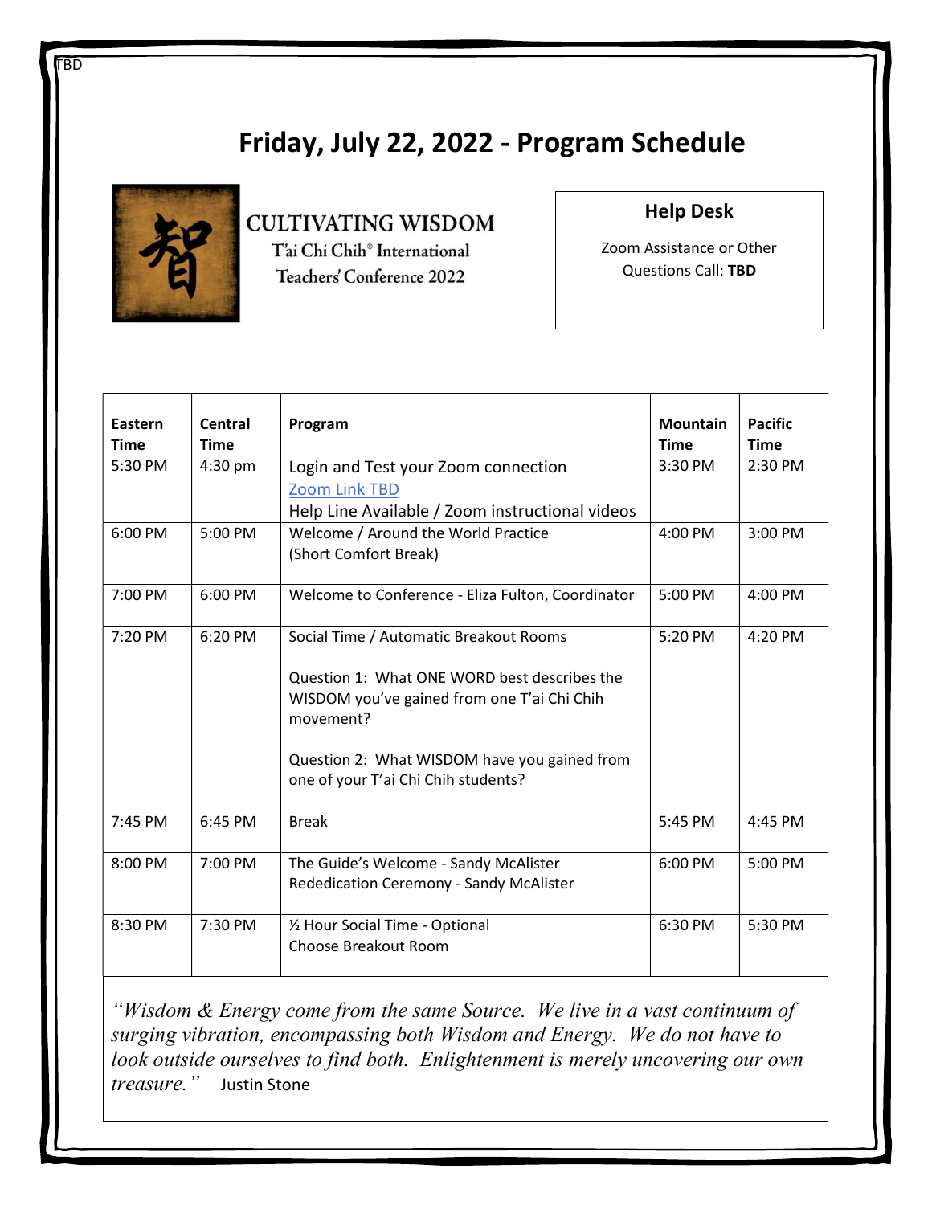TBD

# Friday, July 22, 2022 - Program Schedule

CULTIVATING WISDOM
T'ai Chi Chih® International
Teachers' Conference 2022

**Help Desk**

Zoom Assistance or Other Questions Call: **TBD**

| **Eastern Time** | **Central Time** | **Program** | **Mountain Time** | **Pacific Time** |
|---|---|---|---|---|
| 5:30 PM | 4:30 pm | Login and Test your Zoom connection<br>Zoom Link TBD<br>Help Line Available / Zoom instructional videos | 3:30 PM | 2:30 PM |
| 6:00 PM | 5:00 PM | Welcome / Around the World Practice<br>(Short Comfort Break) | 4:00 PM | 3:00 PM |
| 7:00 PM | 6:00 PM | Welcome to Conference - Eliza Fulton, Coordinator | 5:00 PM | 4:00 PM |
| 7:20 PM | 6:20 PM | Social Time / Automatic Breakout Rooms<br><br>Question 1: What ONE WORD best describes the WISDOM you've gained from one T'ai Chi Chih movement?<br><br>Question 2: What WISDOM have you gained from one of your T'ai Chi Chih students? | 5:20 PM | 4:20 PM |
| 7:45 PM | 6:45 PM | Break | 5:45 PM | 4:45 PM |
| 8:00 PM | 7:00 PM | The Guide's Welcome - Sandy McAlister<br>Rededication Ceremony - Sandy McAlister | 6:00 PM | 5:00 PM |
| 8:30 PM | 7:30 PM | ½ Hour Social Time - Optional<br>Choose Breakout Room | 6:30 PM | 5:30 PM |

*"Wisdom & Energy come from the same Source. We live in a vast continuum of surging vibration, encompassing both Wisdom and Energy. We do not have to look outside ourselves to find both. Enlightenment is merely uncovering our own treasure."* Justin Stone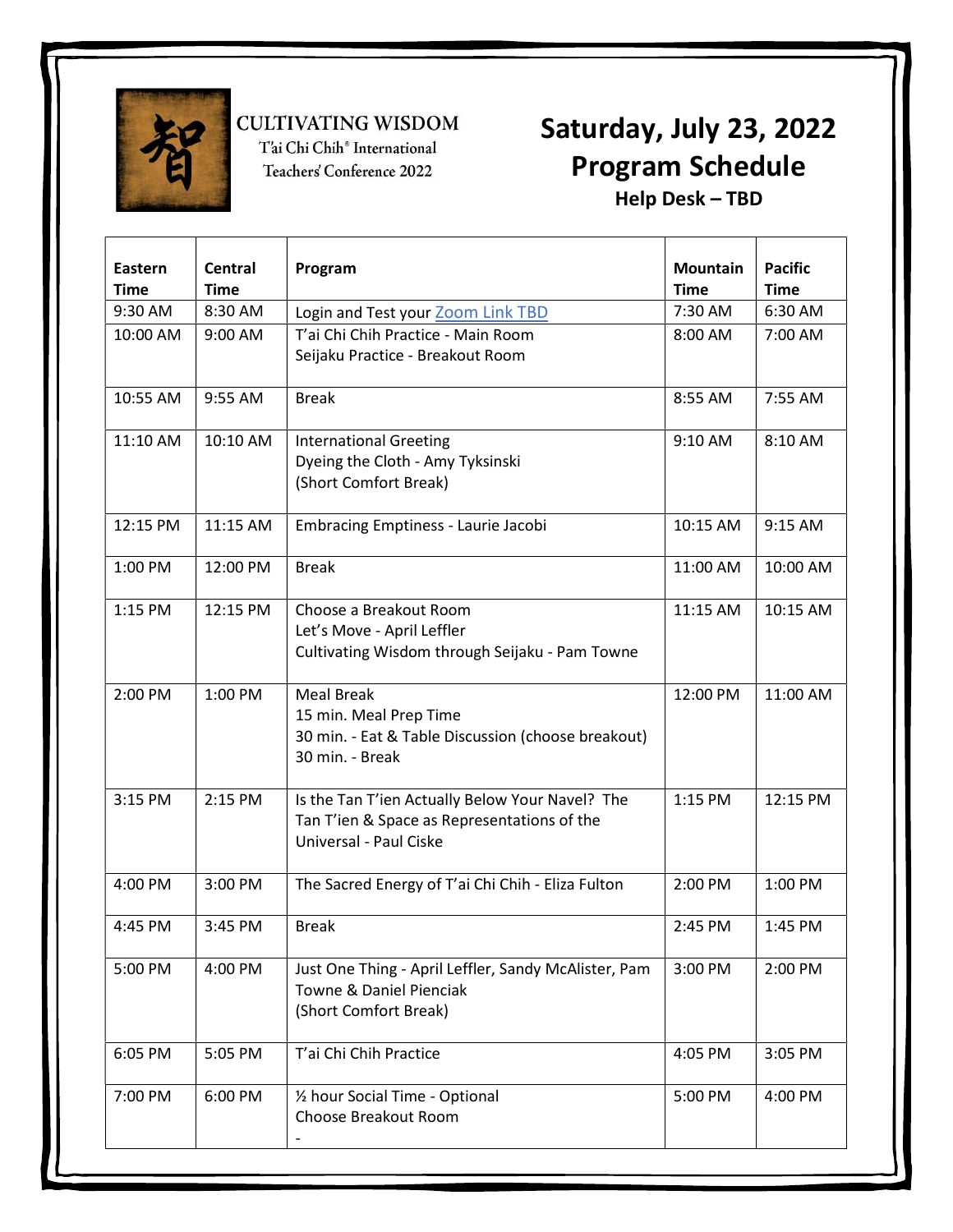CULTIVATING WISDOM
T'ai Chi Chih® International
Teachers' Conference 2022

# Saturday, July 23, 2022 Program Schedule

**Help Desk – TBD**

| Eastern Time | Central Time | Program | Mountain Time | Pacific Time |
|---|---|---|---|---|
| 9:30 AM | 8:30 AM | Login and Test your Zoom Link TBD | 7:30 AM | 6:30 AM |
| 10:00 AM | 9:00 AM | T'ai Chi Chih Practice - Main Room<br>Seijaku Practice - Breakout Room | 8:00 AM | 7:00 AM |
| 10:55 AM | 9:55 AM | Break | 8:55 AM | 7:55 AM |
| 11:10 AM | 10:10 AM | International Greeting<br>Dyeing the Cloth - Amy Tyksinski<br>(Short Comfort Break) | 9:10 AM | 8:10 AM |
| 12:15 PM | 11:15 AM | Embracing Emptiness - Laurie Jacobi | 10:15 AM | 9:15 AM |
| 1:00 PM | 12:00 PM | Break | 11:00 AM | 10:00 AM |
| 1:15 PM | 12:15 PM | Choose a Breakout Room<br>Let's Move - April Leffler<br>Cultivating Wisdom through Seijaku - Pam Towne | 11:15 AM | 10:15 AM |
| 2:00 PM | 1:00 PM | Meal Break<br>15 min. Meal Prep Time<br>30 min. - Eat & Table Discussion (choose breakout)<br>30 min. - Break | 12:00 PM | 11:00 AM |
| 3:15 PM | 2:15 PM | Is the Tan T'ien Actually Below Your Navel? The Tan T'ien & Space as Representations of the Universal - Paul Ciske | 1:15 PM | 12:15 PM |
| 4:00 PM | 3:00 PM | The Sacred Energy of T'ai Chi Chih - Eliza Fulton | 2:00 PM | 1:00 PM |
| 4:45 PM | 3:45 PM | Break | 2:45 PM | 1:45 PM |
| 5:00 PM | 4:00 PM | Just One Thing - April Leffler, Sandy McAlister, Pam Towne & Daniel Pienciak<br>(Short Comfort Break) | 3:00 PM | 2:00 PM |
| 6:05 PM | 5:05 PM | T'ai Chi Chih Practice | 4:05 PM | 3:05 PM |
| 7:00 PM | 6:00 PM | ½ hour Social Time - Optional<br>Choose Breakout Room<br>- | 5:00 PM | 4:00 PM |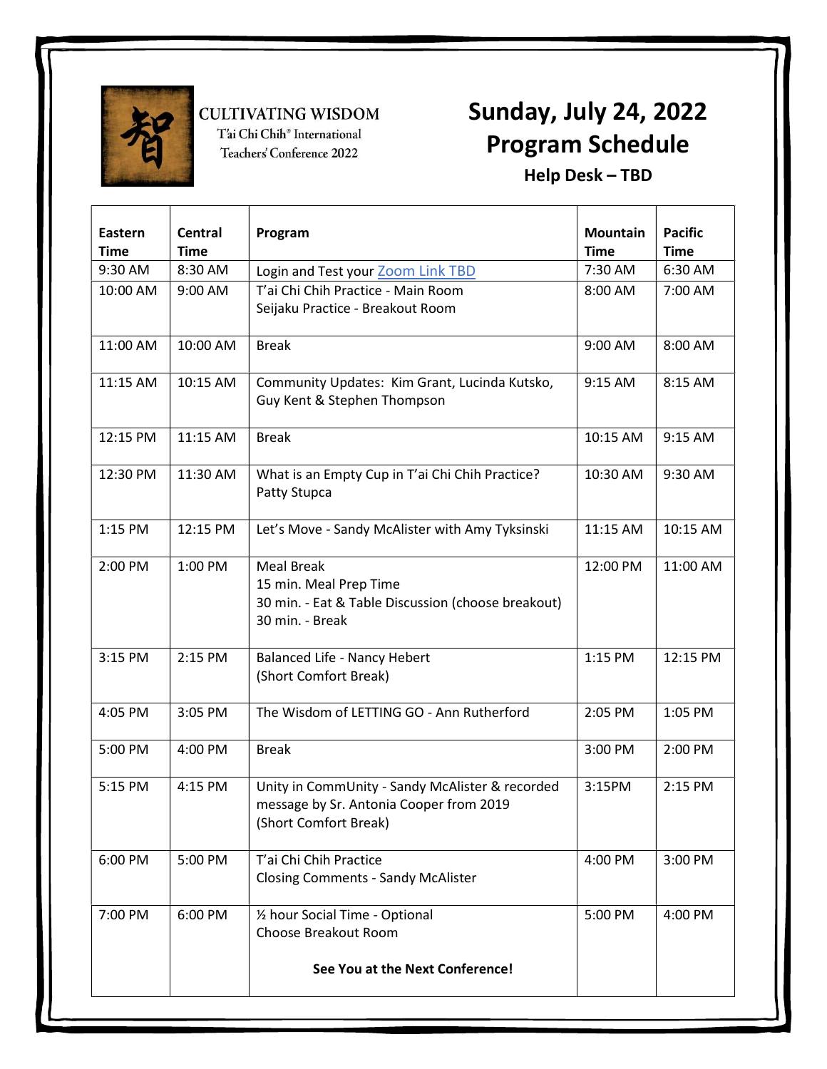CULTIVATING WISDOM
T'ai Chi Chih® International
Teachers' Conference 2022

# Sunday, July 24, 2022
# Program Schedule

**Help Desk – TBD**

| Eastern Time | Central Time | Program | Mountain Time | Pacific Time |
|---|---|---|---|---|
| 9:30 AM | 8:30 AM | Login and Test your Zoom Link TBD | 7:30 AM | 6:30 AM |
| 10:00 AM | 9:00 AM | T'ai Chi Chih Practice - Main Room<br>Seijaku Practice - Breakout Room | 8:00 AM | 7:00 AM |
| 11:00 AM | 10:00 AM | Break | 9:00 AM | 8:00 AM |
| 11:15 AM | 10:15 AM | Community Updates: Kim Grant, Lucinda Kutsko, Guy Kent & Stephen Thompson | 9:15 AM | 8:15 AM |
| 12:15 PM | 11:15 AM | Break | 10:15 AM | 9:15 AM |
| 12:30 PM | 11:30 AM | What is an Empty Cup in T'ai Chi Chih Practice?<br>Patty Stupca | 10:30 AM | 9:30 AM |
| 1:15 PM | 12:15 PM | Let's Move - Sandy McAlister with Amy Tyksinski | 11:15 AM | 10:15 AM |
| 2:00 PM | 1:00 PM | Meal Break<br>15 min. Meal Prep Time<br>30 min. - Eat & Table Discussion (choose breakout)<br>30 min. - Break | 12:00 PM | 11:00 AM |
| 3:15 PM | 2:15 PM | Balanced Life - Nancy Hebert<br>(Short Comfort Break) | 1:15 PM | 12:15 PM |
| 4:05 PM | 3:05 PM | The Wisdom of LETTING GO - Ann Rutherford | 2:05 PM | 1:05 PM |
| 5:00 PM | 4:00 PM | Break | 3:00 PM | 2:00 PM |
| 5:15 PM | 4:15 PM | Unity in CommUnity - Sandy McAlister & recorded message by Sr. Antonia Cooper from 2019<br>(Short Comfort Break) | 3:15PM | 2:15 PM |
| 6:00 PM | 5:00 PM | T'ai Chi Chih Practice<br>Closing Comments - Sandy McAlister | 4:00 PM | 3:00 PM |
| 7:00 PM | 6:00 PM | ½ hour Social Time - Optional<br>Choose Breakout Room<br><br>**See You at the Next Conference!** | 5:00 PM | 4:00 PM |